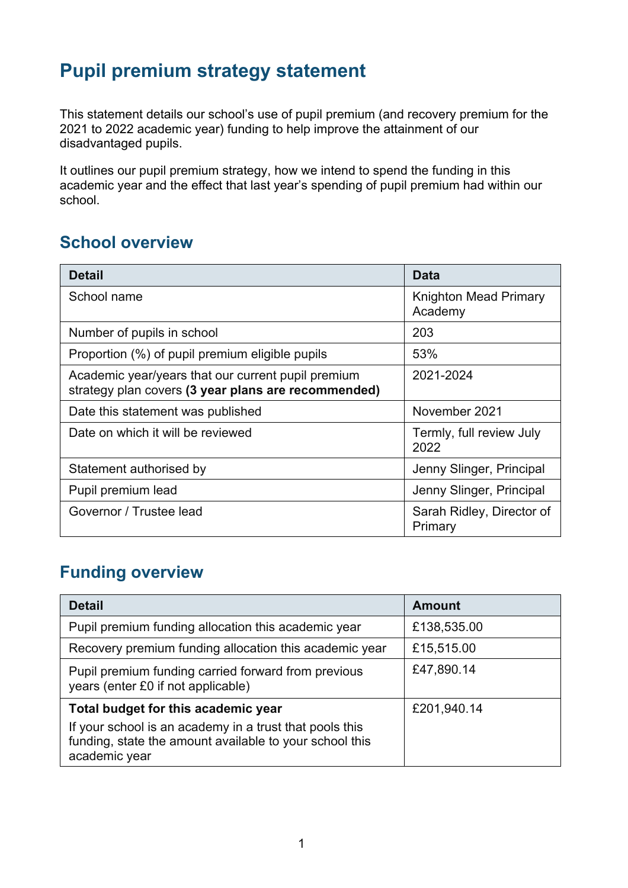# Pupil premium strategy statement

This statement details our school's use of pupil premium (and recovery premium for the 2021 to 2022 academic year) funding to help improve the attainment of our disadvantaged pupils.

It outlines our pupil premium strategy, how we intend to spend the funding in this academic year and the effect that last year's spending of pupil premium had within our school.

## School overview

| Detail | Data |
|---|---|
| School name | Knighton Mead Primary Academy |
| Number of pupils in school | 203 |
| Proportion (%) of pupil premium eligible pupils | 53% |
| Academic year/years that our current pupil premium strategy plan covers **(3 year plans are recommended)** | 2021-2024 |
| Date this statement was published | November 2021 |
| Date on which it will be reviewed | Termly, full review July 2022 |
| Statement authorised by | Jenny Slinger, Principal |
| Pupil premium lead | Jenny Slinger, Principal |
| Governor / Trustee lead | Sarah Ridley, Director of Primary |

## Funding overview

| Detail | Amount |
|---|---|
| Pupil premium funding allocation this academic year | £138,535.00 |
| Recovery premium funding allocation this academic year | £15,515.00 |
| Pupil premium funding carried forward from previous years (enter £0 if not applicable) | £47,890.14 |
| **Total budget for this academic year**<br>If your school is an academy in a trust that pools this funding, state the amount available to your school this academic year | £201,940.14 |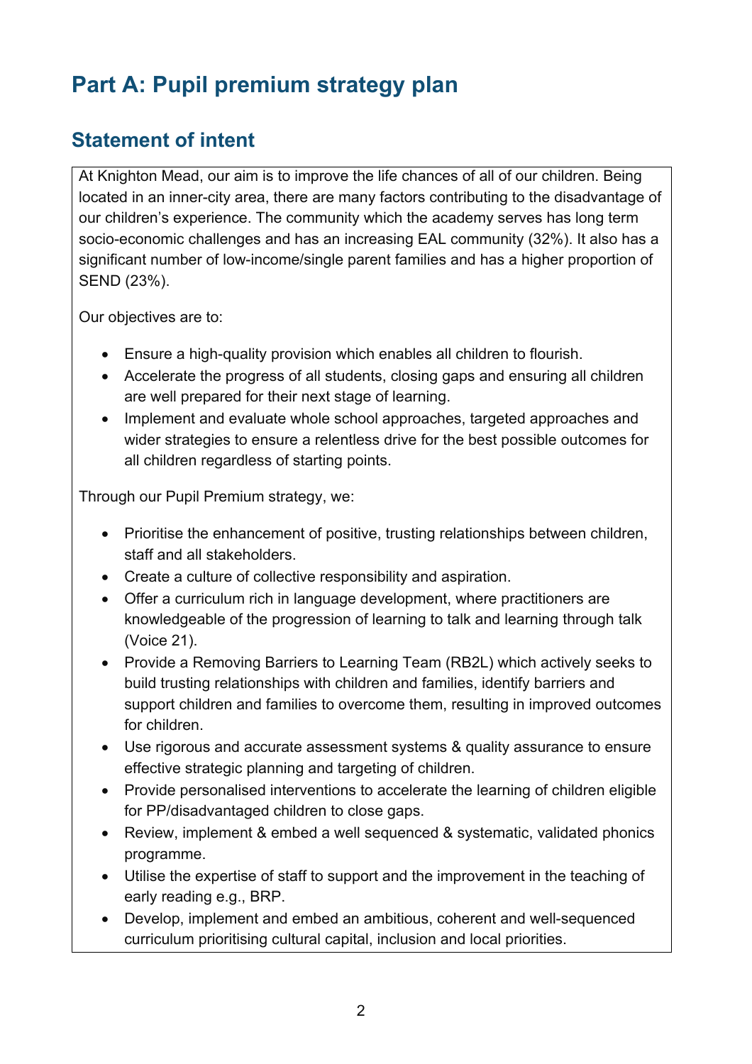# Part A: Pupil premium strategy plan

## Statement of intent

At Knighton Mead, our aim is to improve the life chances of all of our children. Being located in an inner-city area, there are many factors contributing to the disadvantage of our children's experience. The community which the academy serves has long term socio-economic challenges and has an increasing EAL community (32%). It also has a significant number of low-income/single parent families and has a higher proportion of SEND (23%).

Our objectives are to:

- Ensure a high-quality provision which enables all children to flourish.
- Accelerate the progress of all students, closing gaps and ensuring all children are well prepared for their next stage of learning.
- Implement and evaluate whole school approaches, targeted approaches and wider strategies to ensure a relentless drive for the best possible outcomes for all children regardless of starting points.

Through our Pupil Premium strategy, we:

- Prioritise the enhancement of positive, trusting relationships between children, staff and all stakeholders.
- Create a culture of collective responsibility and aspiration.
- Offer a curriculum rich in language development, where practitioners are knowledgeable of the progression of learning to talk and learning through talk (Voice 21).
- Provide a Removing Barriers to Learning Team (RB2L) which actively seeks to build trusting relationships with children and families, identify barriers and support children and families to overcome them, resulting in improved outcomes for children.
- Use rigorous and accurate assessment systems & quality assurance to ensure effective strategic planning and targeting of children.
- Provide personalised interventions to accelerate the learning of children eligible for PP/disadvantaged children to close gaps.
- Review, implement & embed a well sequenced & systematic, validated phonics programme.
- Utilise the expertise of staff to support and the improvement in the teaching of early reading e.g., BRP.
- Develop, implement and embed an ambitious, coherent and well-sequenced curriculum prioritising cultural capital, inclusion and local priorities.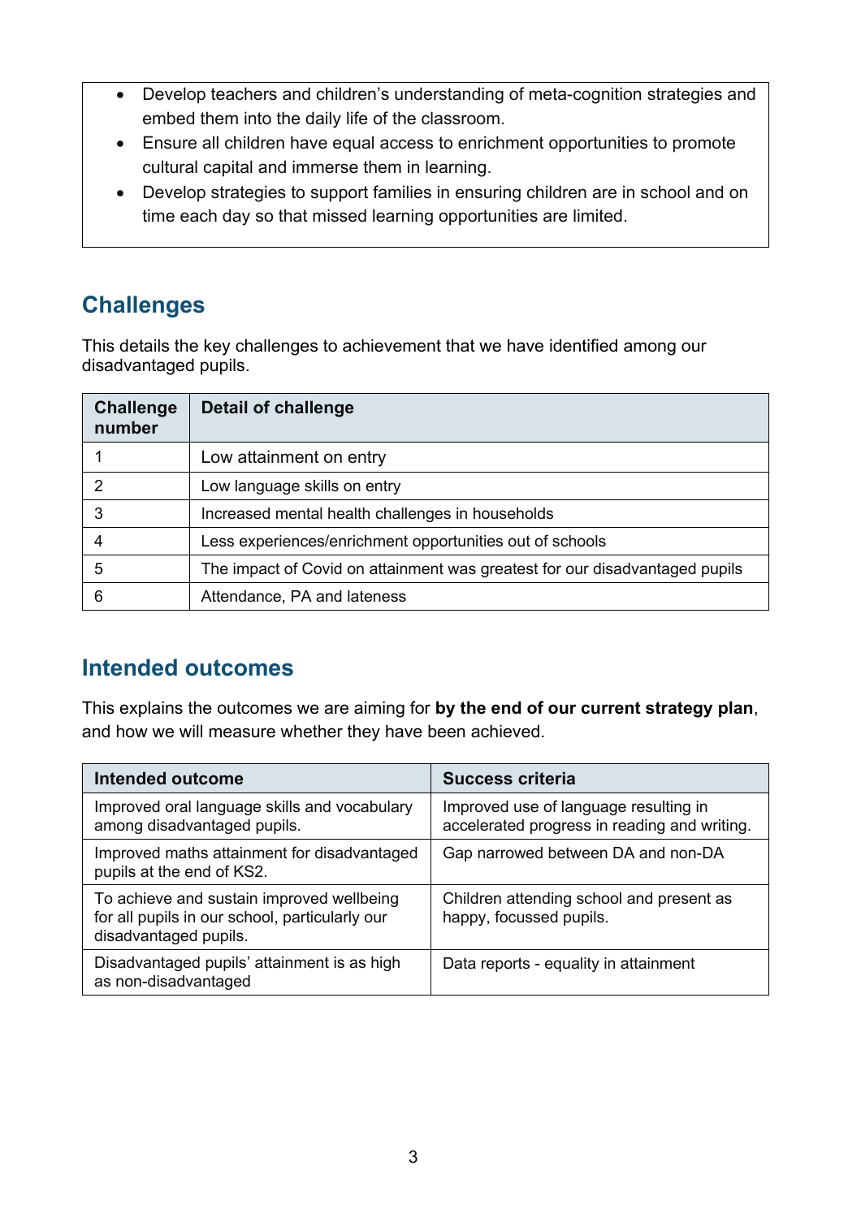- Develop teachers and children's understanding of meta-cognition strategies and embed them into the daily life of the classroom.
- Ensure all children have equal access to enrichment opportunities to promote cultural capital and immerse them in learning.
- Develop strategies to support families in ensuring children are in school and on time each day so that missed learning opportunities are limited.

## Challenges

This details the key challenges to achievement that we have identified among our disadvantaged pupils.

| Challenge number | Detail of challenge |
| --- | --- |
| 1 | Low attainment on entry |
| 2 | Low language skills on entry |
| 3 | Increased mental health challenges in households |
| 4 | Less experiences/enrichment opportunities out of schools |
| 5 | The impact of Covid on attainment was greatest for our disadvantaged pupils |
| 6 | Attendance, PA and lateness |

## Intended outcomes

This explains the outcomes we are aiming for **by the end of our current strategy plan**, and how we will measure whether they have been achieved.

| Intended outcome | Success criteria |
| --- | --- |
| Improved oral language skills and vocabulary among disadvantaged pupils. | Improved use of language resulting in accelerated progress in reading and writing. |
| Improved maths attainment for disadvantaged pupils at the end of KS2. | Gap narrowed between DA and non-DA |
| To achieve and sustain improved wellbeing for all pupils in our school, particularly our disadvantaged pupils. | Children attending school and present as happy, focussed pupils. |
| Disadvantaged pupils' attainment is as high as non-disadvantaged | Data reports - equality in attainment |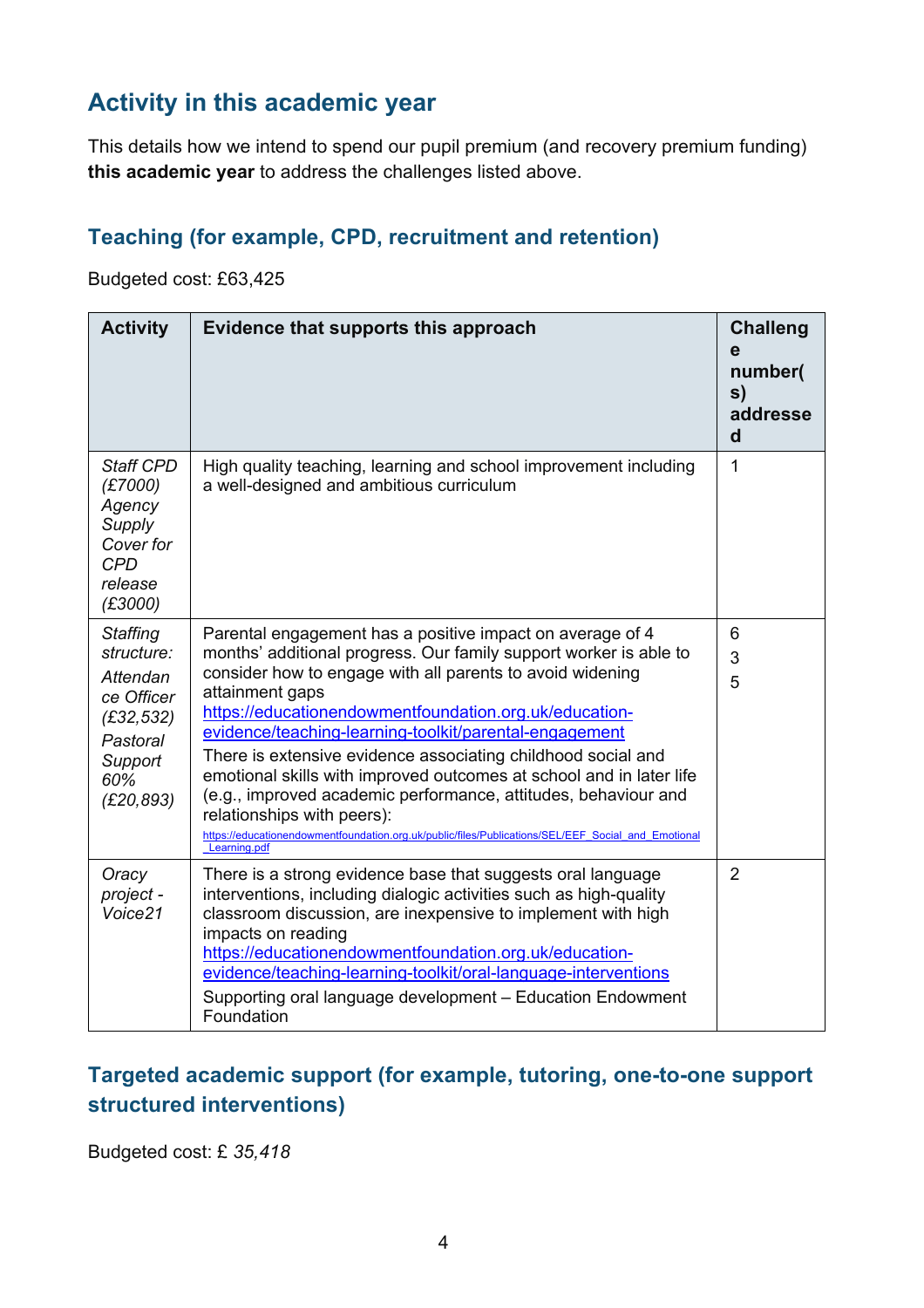## Activity in this academic year

This details how we intend to spend our pupil premium (and recovery premium funding) **this academic year** to address the challenges listed above.

### Teaching (for example, CPD, recruitment and retention)

Budgeted cost: £63,425

| Activity | Evidence that supports this approach | Challenge number(s) addressed |
|---|---|---|
| *Staff CPD (£7000) Agency Supply Cover for CPD release (£3000)* | High quality teaching, learning and school improvement including a well-designed and ambitious curriculum | 1 |
| *Staffing structure:* *Attendance Officer (£32,532)* *Pastoral Support 60% (£20,893)* | Parental engagement has a positive impact on average of 4 months' additional progress. Our family support worker is able to consider how to engage with all parents to avoid widening attainment gaps [https://educationendowmentfoundation.org.uk/education-evidence/teaching-learning-toolkit/parental-engagement](https://educationendowmentfoundation.org.uk/education-evidence/teaching-learning-toolkit/parental-engagement) There is extensive evidence associating childhood social and emotional skills with improved outcomes at school and in later life (e.g., improved academic performance, attitudes, behaviour and relationships with peers): [https://educationendowmentfoundation.org.uk/public/files/Publications/SEL/EEF_Social_and_Emotional_Learning.pdf](https://educationendowmentfoundation.org.uk/public/files/Publications/SEL/EEF_Social_and_Emotional_Learning.pdf) | 6 3 5 |
| *Oracy project - Voice21* | There is a strong evidence base that suggests oral language interventions, including dialogic activities such as high-quality classroom discussion, are inexpensive to implement with high impacts on reading [https://educationendowmentfoundation.org.uk/education-evidence/teaching-learning-toolkit/oral-language-interventions](https://educationendowmentfoundation.org.uk/education-evidence/teaching-learning-toolkit/oral-language-interventions) Supporting oral language development – Education Endowment Foundation | 2 |

### Targeted academic support (for example, tutoring, one-to-one support structured interventions)

Budgeted cost: £ *35,418*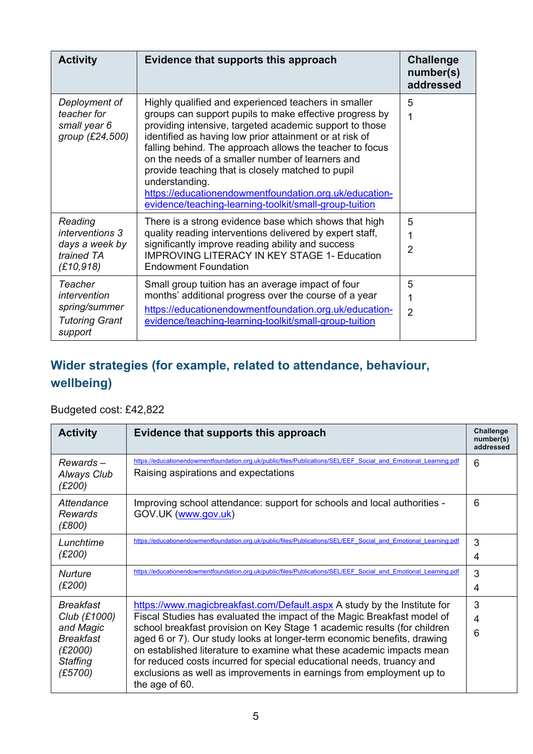| Activity | Evidence that supports this approach | Challenge number(s) addressed |
| --- | --- | --- |
| *Deployment of teacher for small year 6 group (£24,500)* | Highly qualified and experienced teachers in smaller groups can support pupils to make effective progress by providing intensive, targeted academic support to those identified as having low prior attainment or at risk of falling behind. The approach allows the teacher to focus on the needs of a smaller number of learners and provide teaching that is closely matched to pupil understanding. https://educationendowmentfoundation.org.uk/education-evidence/teaching-learning-toolkit/small-group-tuition | 5<br>1 |
| *Reading interventions 3 days a week by trained TA (£10,918)* | There is a strong evidence base which shows that high quality reading interventions delivered by expert staff, significantly improve reading ability and success IMPROVING LITERACY IN KEY STAGE 1- Education Endowment Foundation | 5<br>1<br>2 |
| *Teacher intervention spring/summer Tutoring Grant support* | Small group tuition has an average impact of four months' additional progress over the course of a year https://educationendowmentfoundation.org.uk/education-evidence/teaching-learning-toolkit/small-group-tuition | 5<br>1<br>2 |

## Wider strategies (for example, related to attendance, behaviour, wellbeing)

Budgeted cost: £42,822

| Activity | Evidence that supports this approach | Challenge number(s) addressed |
| --- | --- | --- |
| *Rewards – Always Club (£200)* | https://educationendowmentfoundation.org.uk/public/files/Publications/SEL/EEF_Social_and_Emotional_Learning.pdf Raising aspirations and expectations | 6 |
| *Attendance Rewards (£800)* | Improving school attendance: support for schools and local authorities - GOV.UK (www.gov.uk) | 6 |
| *Lunchtime (£200)* | https://educationendowmentfoundation.org.uk/public/files/Publications/SEL/EEF_Social_and_Emotional_Learning.pdf | 3<br>4 |
| *Nurture (£200)* | https://educationendowmentfoundation.org.uk/public/files/Publications/SEL/EEF_Social_and_Emotional_Learning.pdf | 3<br>4 |
| *Breakfast Club (£1000) and Magic Breakfast (£2000) Staffing (£5700)* | https://www.magicbreakfast.com/Default.aspx A study by the Institute for Fiscal Studies has evaluated the impact of the Magic Breakfast model of school breakfast provision on Key Stage 1 academic results (for children aged 6 or 7). Our study looks at longer-term economic benefits, drawing on established literature to examine what these academic impacts mean for reduced costs incurred for special educational needs, truancy and exclusions as well as improvements in earnings from employment up to the age of 60. | 3<br>4<br>6 |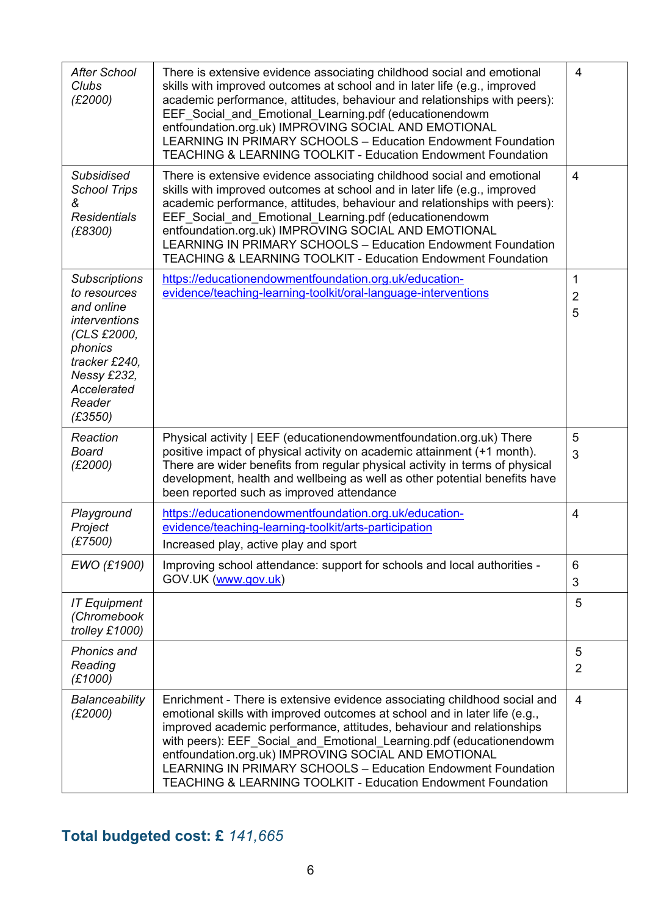| | | |
|---|---|---|
| *After School Clubs (£2000)* | There is extensive evidence associating childhood social and emotional skills with improved outcomes at school and in later life (e.g., improved academic performance, attitudes, behaviour and relationships with peers): EEF_Social_and_Emotional_Learning.pdf (educationendowmentfoundation.org.uk) IMPROVING SOCIAL AND EMOTIONAL LEARNING IN PRIMARY SCHOOLS – Education Endowment Foundation TEACHING & LEARNING TOOLKIT - Education Endowment Foundation | 4 |
| *Subsidised School Trips & Residentials (£8300)* | There is extensive evidence associating childhood social and emotional skills with improved outcomes at school and in later life (e.g., improved academic performance, attitudes, behaviour and relationships with peers): EEF_Social_and_Emotional_Learning.pdf (educationendowmentfoundation.org.uk) IMPROVING SOCIAL AND EMOTIONAL LEARNING IN PRIMARY SCHOOLS – Education Endowment Foundation TEACHING & LEARNING TOOLKIT - Education Endowment Foundation | 4 |
| *Subscriptions to resources and online interventions (CLS £2000, phonics tracker £240, Nessy £232, Accelerated Reader (£3550)* | https://educationendowmentfoundation.org.uk/education-evidence/teaching-learning-toolkit/oral-language-interventions | 1<br>2<br>5 |
| *Reaction Board (£2000)* | Physical activity \| EEF (educationendowmentfoundation.org.uk) There positive impact of physical activity on academic attainment (+1 month). There are wider benefits from regular physical activity in terms of physical development, health and wellbeing as well as other potential benefits have been reported such as improved attendance | 5<br>3 |
| *Playground Project (£7500)* | https://educationendowmentfoundation.org.uk/education-evidence/teaching-learning-toolkit/arts-participation<br>Increased play, active play and sport | 4 |
| *EWO (£1900)* | Improving school attendance: support for schools and local authorities - GOV.UK (www.gov.uk) | 6<br>3 |
| *IT Equipment (Chromebook trolley £1000)* | | 5 |
| *Phonics and Reading (£1000)* | | 5<br>2 |
| *Balanceability (£2000)* | Enrichment - There is extensive evidence associating childhood social and emotional skills with improved outcomes at school and in later life (e.g., improved academic performance, attitudes, behaviour and relationships with peers): EEF_Social_and_Emotional_Learning.pdf (educationendowmentfoundation.org.uk) IMPROVING SOCIAL AND EMOTIONAL LEARNING IN PRIMARY SCHOOLS – Education Endowment Foundation TEACHING & LEARNING TOOLKIT - Education Endowment Foundation | 4 |

## Total budgeted cost: £ *141,665*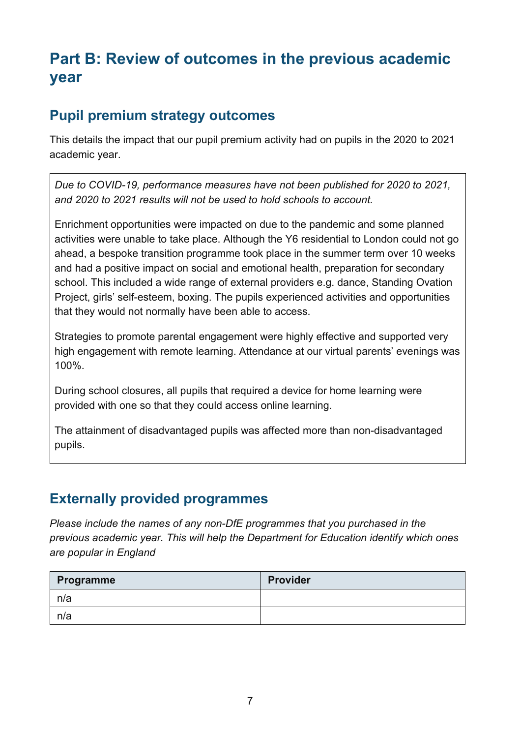# Part B: Review of outcomes in the previous academic year

## Pupil premium strategy outcomes

This details the impact that our pupil premium activity had on pupils in the 2020 to 2021 academic year.

*Due to COVID-19, performance measures have not been published for 2020 to 2021, and 2020 to 2021 results will not be used to hold schools to account.*

Enrichment opportunities were impacted on due to the pandemic and some planned activities were unable to take place. Although the Y6 residential to London could not go ahead, a bespoke transition programme took place in the summer term over 10 weeks and had a positive impact on social and emotional health, preparation for secondary school. This included a wide range of external providers e.g. dance, Standing Ovation Project, girls' self-esteem, boxing. The pupils experienced activities and opportunities that they would not normally have been able to access.

Strategies to promote parental engagement were highly effective and supported very high engagement with remote learning. Attendance at our virtual parents' evenings was 100%.

During school closures, all pupils that required a device for home learning were provided with one so that they could access online learning.

The attainment of disadvantaged pupils was affected more than non-disadvantaged pupils.

## Externally provided programmes

*Please include the names of any non-DfE programmes that you purchased in the previous academic year. This will help the Department for Education identify which ones are popular in England*

| Programme | Provider |
| --- | --- |
| n/a | |
| n/a | |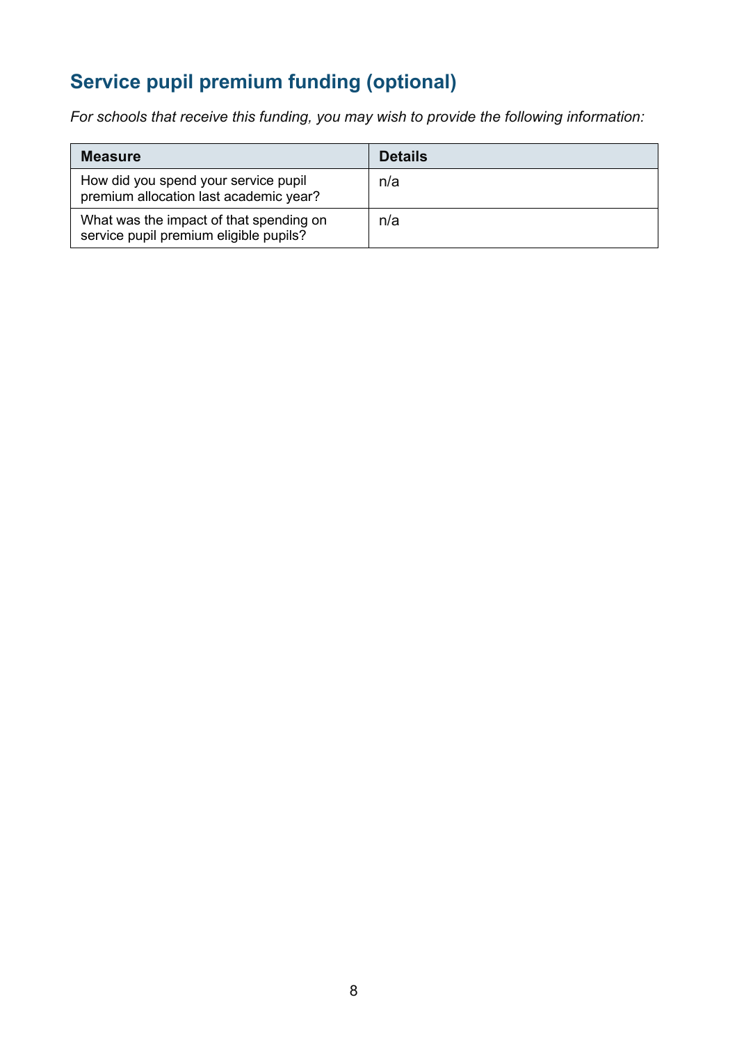## Service pupil premium funding (optional)

*For schools that receive this funding, you may wish to provide the following information:*

| Measure | Details |
| --- | --- |
| How did you spend your service pupil premium allocation last academic year? | n/a |
| What was the impact of that spending on service pupil premium eligible pupils? | n/a |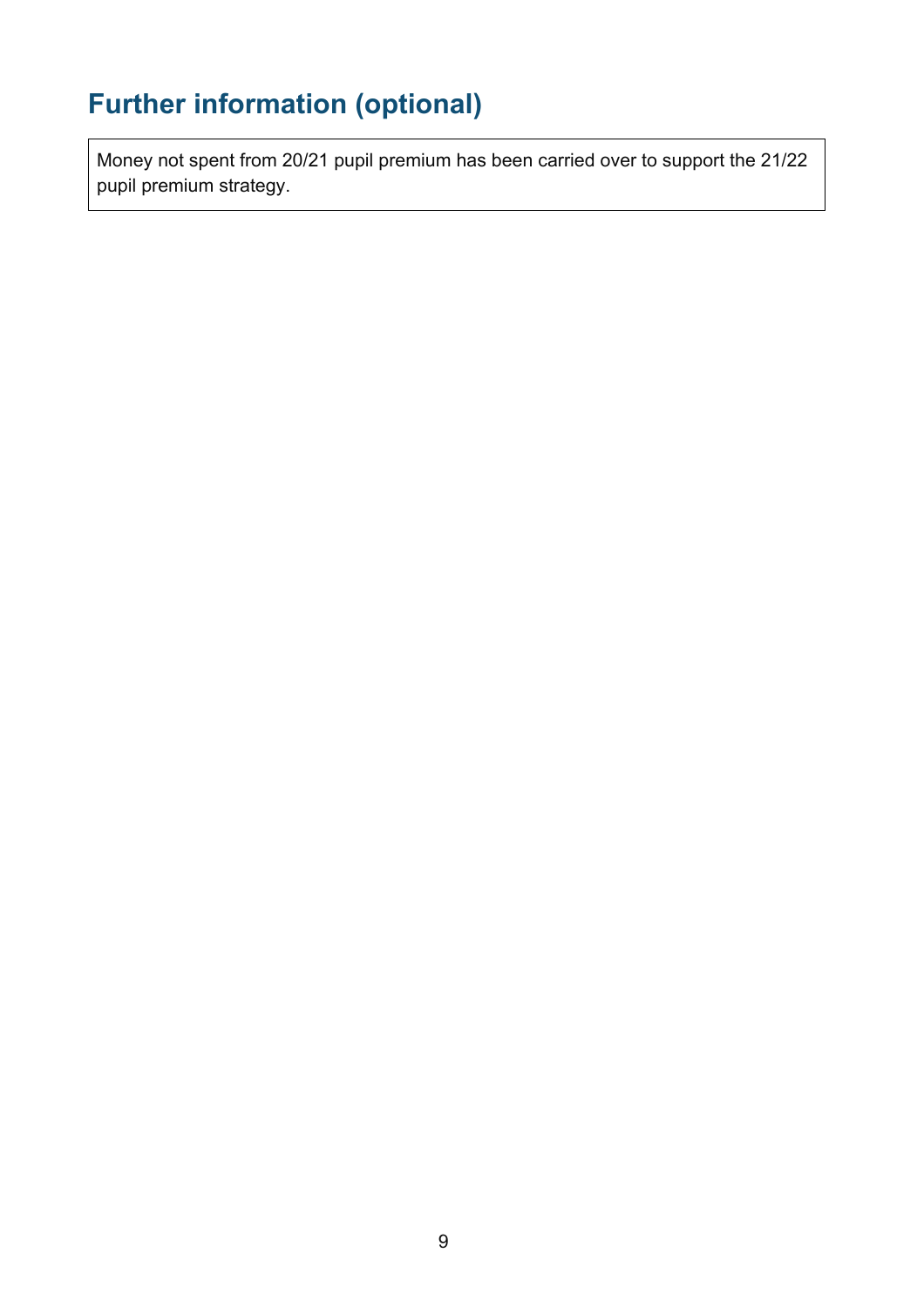## Further information (optional)

Money not spent from 20/21 pupil premium has been carried over to support the 21/22 pupil premium strategy.